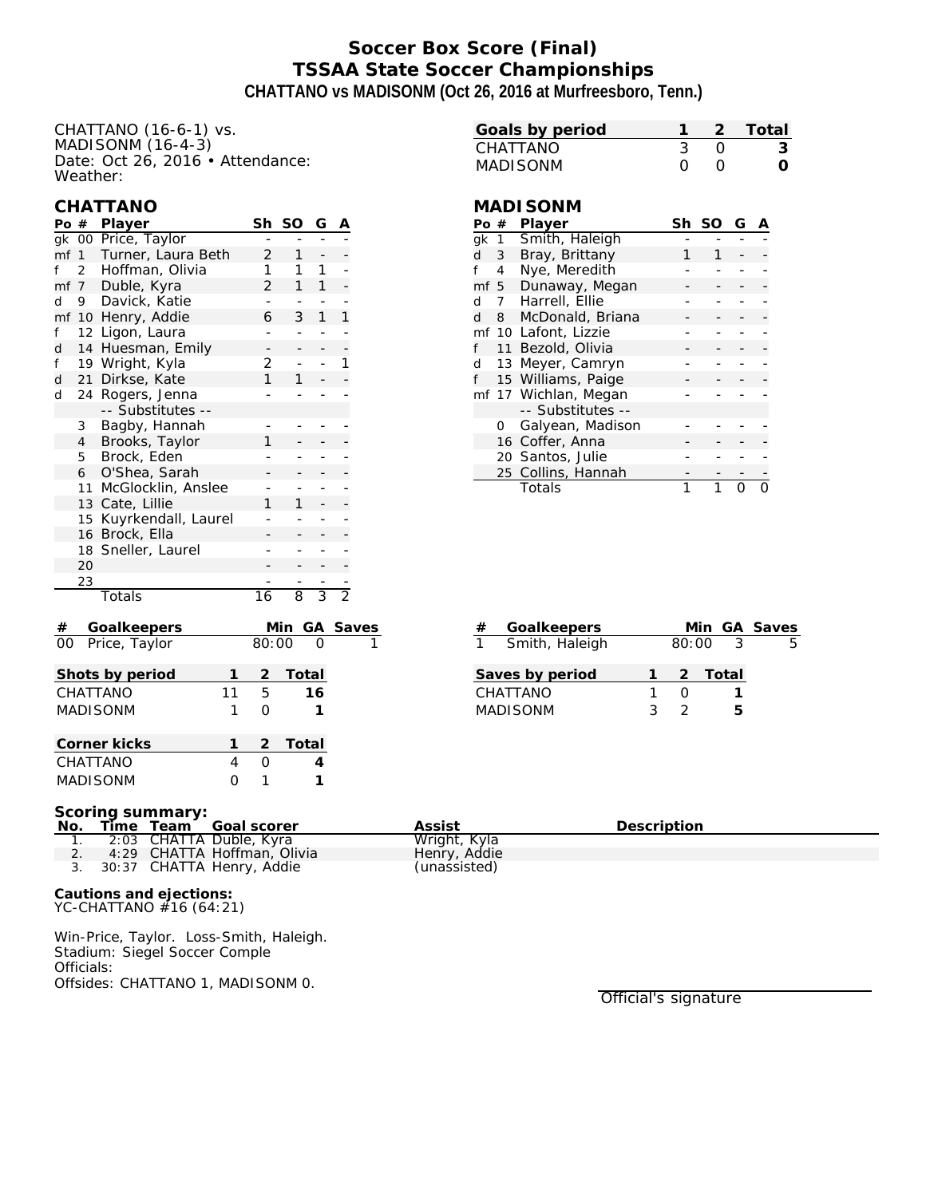# Soccer Box Score (Final)
## TSSAA State Soccer Championships
### CHATTANO vs MADISONM (Oct 26, 2016 at Murfreesboro, Tenn.)

CHATTANO (16-6-1) vs.
MADISONM (16-4-3)
Date: Oct 26, 2016 • Attendance:
Weather:

| Goals by period | 1 | 2 | Total |
|---|---|---|---|
| CHATTANO | 3 | 0 | 3 |
| MADISONM | 0 | 0 | 0 |

### CHATTANO

| Po | # | Player | Sh | SO | G | A |
|---|---|---|---|---|---|---|
| gk | 00 | Price, Taylor | - | - | - | - |
| mf | 1 | Turner, Laura Beth | 2 | 1 | - | - |
| f | 2 | Hoffman, Olivia | 1 | 1 | 1 | - |
| mf | 7 | Duble, Kyra | 2 | 1 | 1 | - |
| d | 9 | Davick, Katie | - | - | - | - |
| mf | 10 | Henry, Addie | 6 | 3 | 1 | 1 |
| f | 12 | Ligon, Laura | - | - | - | - |
| d | 14 | Huesman, Emily | - | - | - | - |
| f | 19 | Wright, Kyla | 2 | - | - | 1 |
| d | 21 | Dirkse, Kate | 1 | 1 | - | - |
| d | 24 | Rogers, Jenna | - | - | - | - |
| | | -- Substitutes -- | | | | |
| | 3 | Bagby, Hannah | - | - | - | - |
| | 4 | Brooks, Taylor | 1 | - | - | - |
| | 5 | Brock, Eden | - | - | - | - |
| | 6 | O'Shea, Sarah | - | - | - | - |
| | 11 | McGlocklin, Anslee | - | - | - | - |
| | 13 | Cate, Lillie | 1 | 1 | - | - |
| | 15 | Kuyrkendall, Laurel | - | - | - | - |
| | 16 | Brock, Ella | - | - | - | - |
| | 18 | Sneller, Laurel | - | - | - | - |
| | 20 | | - | - | - | - |
| | 23 | | - | - | - | - |
| | | Totals | 16 | 8 | 3 | 2 |

### MADISONM

| Po | # | Player | Sh | SO | G | A |
|---|---|---|---|---|---|---|
| gk | 1 | Smith, Haleigh | - | - | - | - |
| d | 3 | Bray, Brittany | 1 | 1 | - | - |
| f | 4 | Nye, Meredith | - | - | - | - |
| mf | 5 | Dunaway, Megan | - | - | - | - |
| d | 7 | Harrell, Ellie | - | - | - | - |
| d | 8 | McDonald, Briana | - | - | - | - |
| mf | 10 | Lafont, Lizzie | - | - | - | - |
| f | 11 | Bezold, Olivia | - | - | - | - |
| d | 13 | Meyer, Camryn | - | - | - | - |
| f | 15 | Williams, Paige | - | - | - | - |
| mf | 17 | Wichlan, Megan | - | - | - | - |
| | | -- Substitutes -- | | | | |
| | 0 | Galyean, Madison | - | - | - | - |
| | 16 | Coffer, Anna | - | - | - | - |
| | 20 | Santos, Julie | - | - | - | - |
| | 25 | Collins, Hannah | - | - | - | - |
| | | Totals | 1 | 1 | 0 | 0 |

| # | Goalkeepers | Min | GA | Saves |
|---|---|---|---|---|
| 00 | Price, Taylor | 80:00 | 0 | 1 |

| # | Goalkeepers | Min | GA | Saves |
|---|---|---|---|---|
| 1 | Smith, Haleigh | 80:00 | 3 | 5 |

| Shots by period | 1 | 2 | Total |
|---|---|---|---|
| CHATTANO | 11 | 5 | 16 |
| MADISONM | 1 | 0 | 1 |

| Saves by period | 1 | 2 | Total |
|---|---|---|---|
| CHATTANO | 1 | 0 | 1 |
| MADISONM | 3 | 2 | 5 |

| Corner kicks | 1 | 2 | Total |
|---|---|---|---|
| CHATTANO | 4 | 0 | 4 |
| MADISONM | 0 | 1 | 1 |

**Scoring summary:**

| No. | Time | Team | Goal scorer | Assist | Description |
|---|---|---|---|---|---|
| 1. | 2:03 | CHATTA | Duble, Kyra | Wright, Kyla | |
| 2. | 4:29 | CHATTA | Hoffman, Olivia | Henry, Addie | |
| 3. | 30:37 | CHATTA | Henry, Addie | (unassisted) | |

**Cautions and ejections:**
YC-CHATTANO #16 (64:21)

Win-Price, Taylor. Loss-Smith, Haleigh.
Stadium: Siegel Soccer Comple
Officials:
Offsides: CHATTANO 1, MADISONM 0.

Official's signature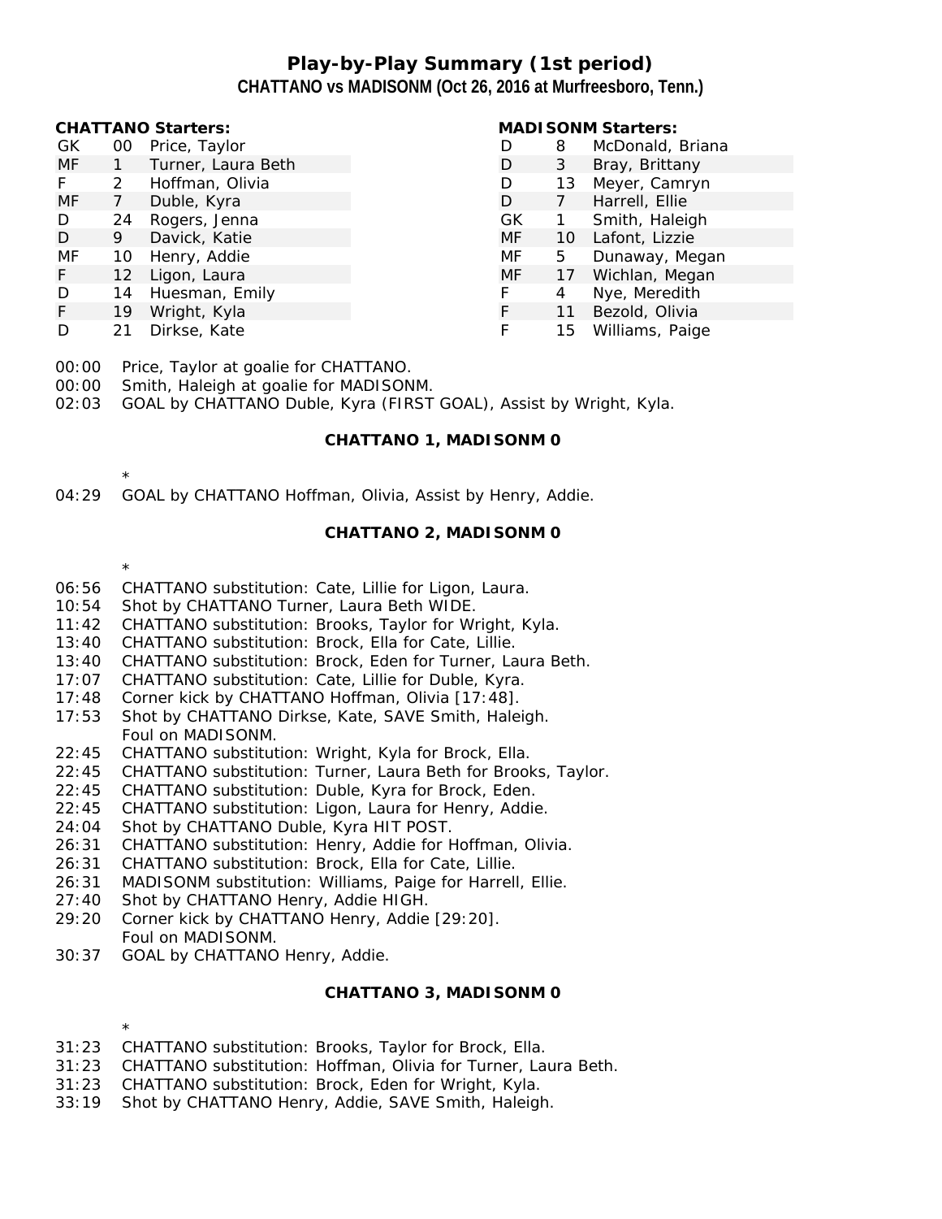# Play-by-Play Summary (1st period)

## CHATTANO vs MADISONM (Oct 26, 2016 at Murfreesboro, Tenn.)

**CHATTANO Starters:**

| | | |
|---|---|---|
| GK | 00 | Price, Taylor |
| MF | 1 | Turner, Laura Beth |
| F | 2 | Hoffman, Olivia |
| MF | 7 | Duble, Kyra |
| D | 24 | Rogers, Jenna |
| D | 9 | Davick, Katie |
| MF | 10 | Henry, Addie |
| F | 12 | Ligon, Laura |
| D | 14 | Huesman, Emily |
| F | 19 | Wright, Kyla |
| D | 21 | Dirkse, Kate |

**MADISONM Starters:**

| | | |
|---|---|---|
| D | 8 | McDonald, Briana |
| D | 3 | Bray, Brittany |
| D | 13 | Meyer, Camryn |
| D | 7 | Harrell, Ellie |
| GK | 1 | Smith, Haleigh |
| MF | 10 | Lafont, Lizzie |
| MF | 5 | Dunaway, Megan |
| MF | 17 | Wichlan, Megan |
| F | 4 | Nye, Meredith |
| F | 11 | Bezold, Olivia |
| F | 15 | Williams, Paige |

00:00 Price, Taylor at goalie for CHATTANO.
00:00 Smith, Haleigh at goalie for MADISONM.
02:03 GOAL by CHATTANO Duble, Kyra (FIRST GOAL), Assist by Wright, Kyla.

**CHATTANO 1, MADISONM 0**

*

04:29 GOAL by CHATTANO Hoffman, Olivia, Assist by Henry, Addie.

**CHATTANO 2, MADISONM 0**

*

06:56 CHATTANO substitution: Cate, Lillie for Ligon, Laura.
10:54 Shot by CHATTANO Turner, Laura Beth WIDE.
11:42 CHATTANO substitution: Brooks, Taylor for Wright, Kyla.
13:40 CHATTANO substitution: Brock, Ella for Cate, Lillie.
13:40 CHATTANO substitution: Brock, Eden for Turner, Laura Beth.
17:07 CHATTANO substitution: Cate, Lillie for Duble, Kyra.
17:48 Corner kick by CHATTANO Hoffman, Olivia [17:48].
17:53 Shot by CHATTANO Dirkse, Kate, SAVE Smith, Haleigh.
Foul on MADISONM.
22:45 CHATTANO substitution: Wright, Kyla for Brock, Ella.
22:45 CHATTANO substitution: Turner, Laura Beth for Brooks, Taylor.
22:45 CHATTANO substitution: Duble, Kyra for Brock, Eden.
22:45 CHATTANO substitution: Ligon, Laura for Henry, Addie.
24:04 Shot by CHATTANO Duble, Kyra HIT POST.
26:31 CHATTANO substitution: Henry, Addie for Hoffman, Olivia.
26:31 CHATTANO substitution: Brock, Ella for Cate, Lillie.
26:31 MADISONM substitution: Williams, Paige for Harrell, Ellie.
27:40 Shot by CHATTANO Henry, Addie HIGH.
29:20 Corner kick by CHATTANO Henry, Addie [29:20].
Foul on MADISONM.
30:37 GOAL by CHATTANO Henry, Addie.

**CHATTANO 3, MADISONM 0**

*

31:23 CHATTANO substitution: Brooks, Taylor for Brock, Ella.
31:23 CHATTANO substitution: Hoffman, Olivia for Turner, Laura Beth.
31:23 CHATTANO substitution: Brock, Eden for Wright, Kyla.
33:19 Shot by CHATTANO Henry, Addie, SAVE Smith, Haleigh.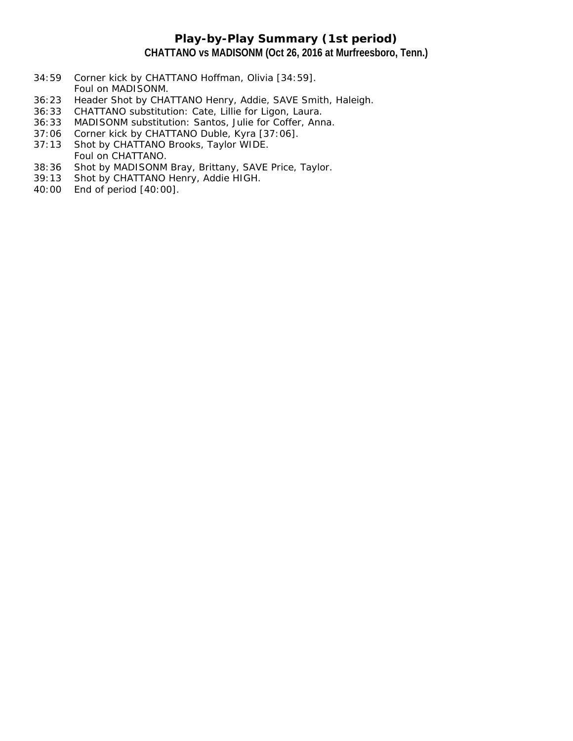## Play-by-Play Summary (1st period)

### CHATTANO vs MADISONM (Oct 26, 2016 at Murfreesboro, Tenn.)

34:59 Corner kick by CHATTANO Hoffman, Olivia [34:59].
Foul on MADISONM.
36:23 Header Shot by CHATTANO Henry, Addie, SAVE Smith, Haleigh.
36:33 CHATTANO substitution: Cate, Lillie for Ligon, Laura.
36:33 MADISONM substitution: Santos, Julie for Coffer, Anna.
37:06 Corner kick by CHATTANO Duble, Kyra [37:06].
37:13 Shot by CHATTANO Brooks, Taylor WIDE.
Foul on CHATTANO.
38:36 Shot by MADISONM Bray, Brittany, SAVE Price, Taylor.
39:13 Shot by CHATTANO Henry, Addie HIGH.
40:00 End of period [40:00].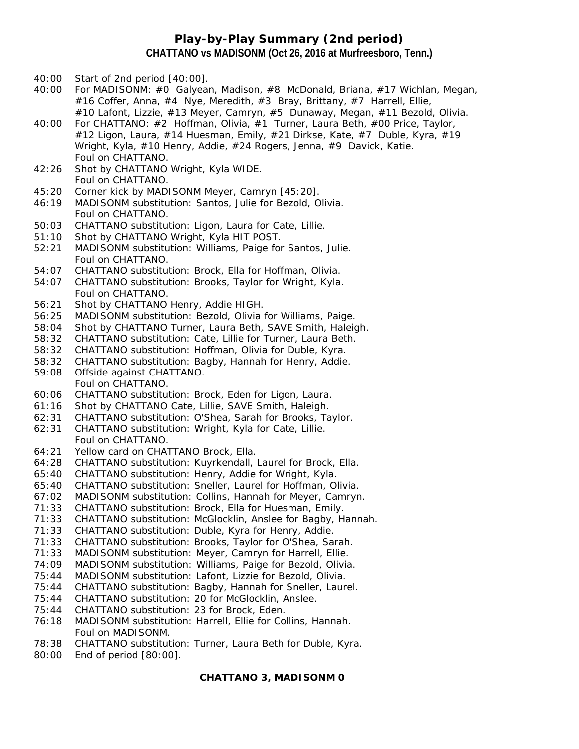## Play-by-Play Summary (2nd period)

### CHATTANO vs MADISONM (Oct 26, 2016 at Murfreesboro, Tenn.)

40:00 Start of 2nd period [40:00].
40:00 For MADISONM: #0 Galyean, Madison, #8 McDonald, Briana, #17 Wichlan, Megan, #16 Coffer, Anna, #4 Nye, Meredith, #3 Bray, Brittany, #7 Harrell, Ellie, #10 Lafont, Lizzie, #13 Meyer, Camryn, #5 Dunaway, Megan, #11 Bezold, Olivia.
40:00 For CHATTANO: #2 Hoffman, Olivia, #1 Turner, Laura Beth, #00 Price, Taylor, #12 Ligon, Laura, #14 Huesman, Emily, #21 Dirkse, Kate, #7 Duble, Kyra, #19 Wright, Kyla, #10 Henry, Addie, #24 Rogers, Jenna, #9 Davick, Katie.
Foul on CHATTANO.
42:26 Shot by CHATTANO Wright, Kyla WIDE.
Foul on CHATTANO.
45:20 Corner kick by MADISONM Meyer, Camryn [45:20].
46:19 MADISONM substitution: Santos, Julie for Bezold, Olivia.
Foul on CHATTANO.
50:03 CHATTANO substitution: Ligon, Laura for Cate, Lillie.
51:10 Shot by CHATTANO Wright, Kyla HIT POST.
52:21 MADISONM substitution: Williams, Paige for Santos, Julie.
Foul on CHATTANO.
54:07 CHATTANO substitution: Brock, Ella for Hoffman, Olivia.
54:07 CHATTANO substitution: Brooks, Taylor for Wright, Kyla.
Foul on CHATTANO.
56:21 Shot by CHATTANO Henry, Addie HIGH.
56:25 MADISONM substitution: Bezold, Olivia for Williams, Paige.
58:04 Shot by CHATTANO Turner, Laura Beth, SAVE Smith, Haleigh.
58:32 CHATTANO substitution: Cate, Lillie for Turner, Laura Beth.
58:32 CHATTANO substitution: Hoffman, Olivia for Duble, Kyra.
58:32 CHATTANO substitution: Bagby, Hannah for Henry, Addie.
59:08 Offside against CHATTANO.
Foul on CHATTANO.
60:06 CHATTANO substitution: Brock, Eden for Ligon, Laura.
61:16 Shot by CHATTANO Cate, Lillie, SAVE Smith, Haleigh.
62:31 CHATTANO substitution: O'Shea, Sarah for Brooks, Taylor.
62:31 CHATTANO substitution: Wright, Kyla for Cate, Lillie.
Foul on CHATTANO.
64:21 Yellow card on CHATTANO Brock, Ella.
64:28 CHATTANO substitution: Kuyrkendall, Laurel for Brock, Ella.
65:40 CHATTANO substitution: Henry, Addie for Wright, Kyla.
65:40 CHATTANO substitution: Sneller, Laurel for Hoffman, Olivia.
67:02 MADISONM substitution: Collins, Hannah for Meyer, Camryn.
71:33 CHATTANO substitution: Brock, Ella for Huesman, Emily.
71:33 CHATTANO substitution: McGlocklin, Anslee for Bagby, Hannah.
71:33 CHATTANO substitution: Duble, Kyra for Henry, Addie.
71:33 CHATTANO substitution: Brooks, Taylor for O'Shea, Sarah.
71:33 MADISONM substitution: Meyer, Camryn for Harrell, Ellie.
74:09 MADISONM substitution: Williams, Paige for Bezold, Olivia.
75:44 MADISONM substitution: Lafont, Lizzie for Bezold, Olivia.
75:44 CHATTANO substitution: Bagby, Hannah for Sneller, Laurel.
75:44 CHATTANO substitution: 20 for McGlocklin, Anslee.
75:44 CHATTANO substitution: 23 for Brock, Eden.
76:18 MADISONM substitution: Harrell, Ellie for Collins, Hannah.
Foul on MADISONM.
78:38 CHATTANO substitution: Turner, Laura Beth for Duble, Kyra.
80:00 End of period [80:00].

**CHATTANO 3, MADISONM 0**